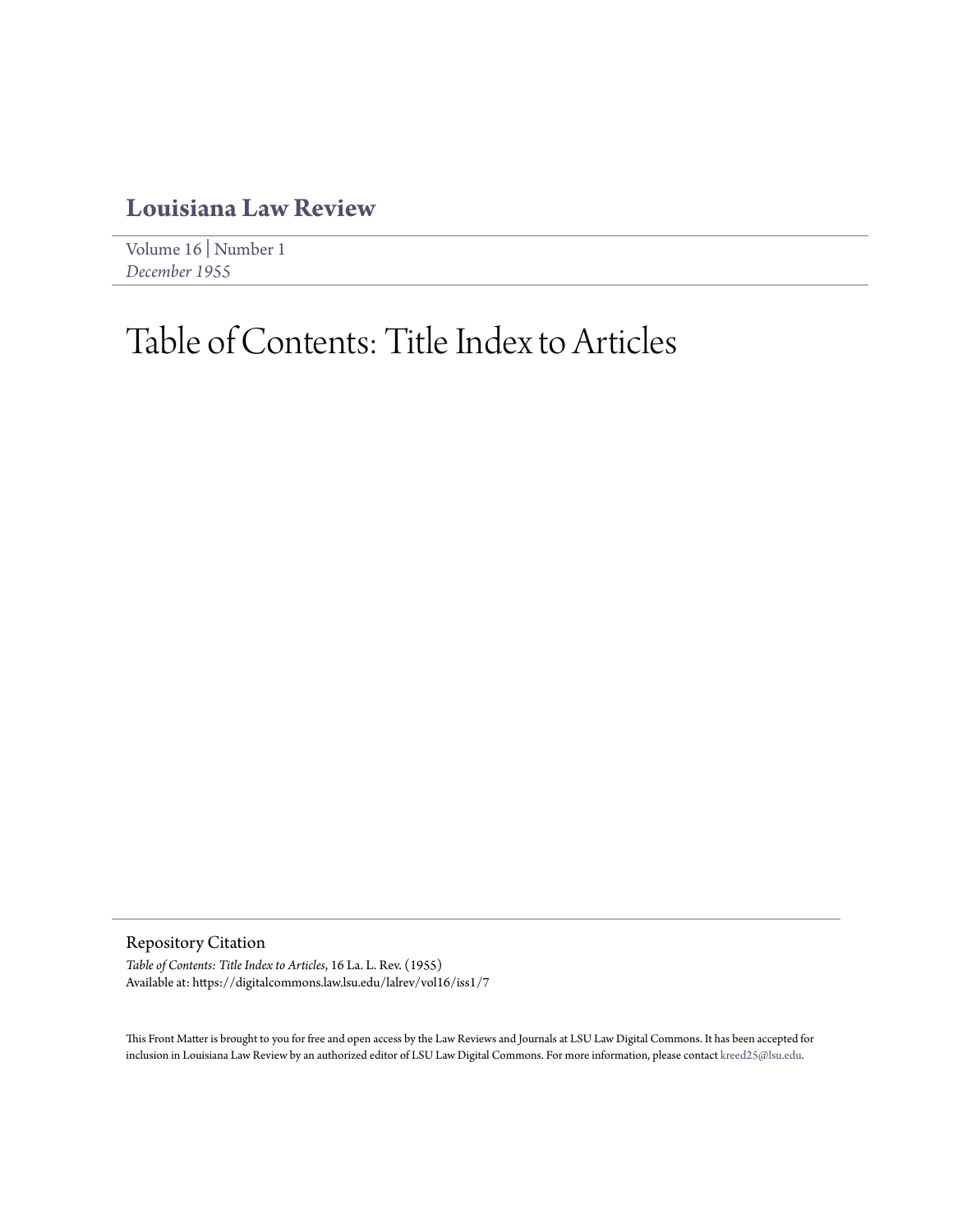# Louisiana Law Review

Volume 16 | Number 1
*December 1955*

# Table of Contents: Title Index to Articles

## Repository Citation

*Table of Contents: Title Index to Articles*, 16 La. L. Rev. (1955)
Available at: https://digitalcommons.law.lsu.edu/lalrev/vol16/iss1/7

This Front Matter is brought to you for free and open access by the Law Reviews and Journals at LSU Law Digital Commons. It has been accepted for inclusion in Louisiana Law Review by an authorized editor of LSU Law Digital Commons. For more information, please contact kreed25@lsu.edu.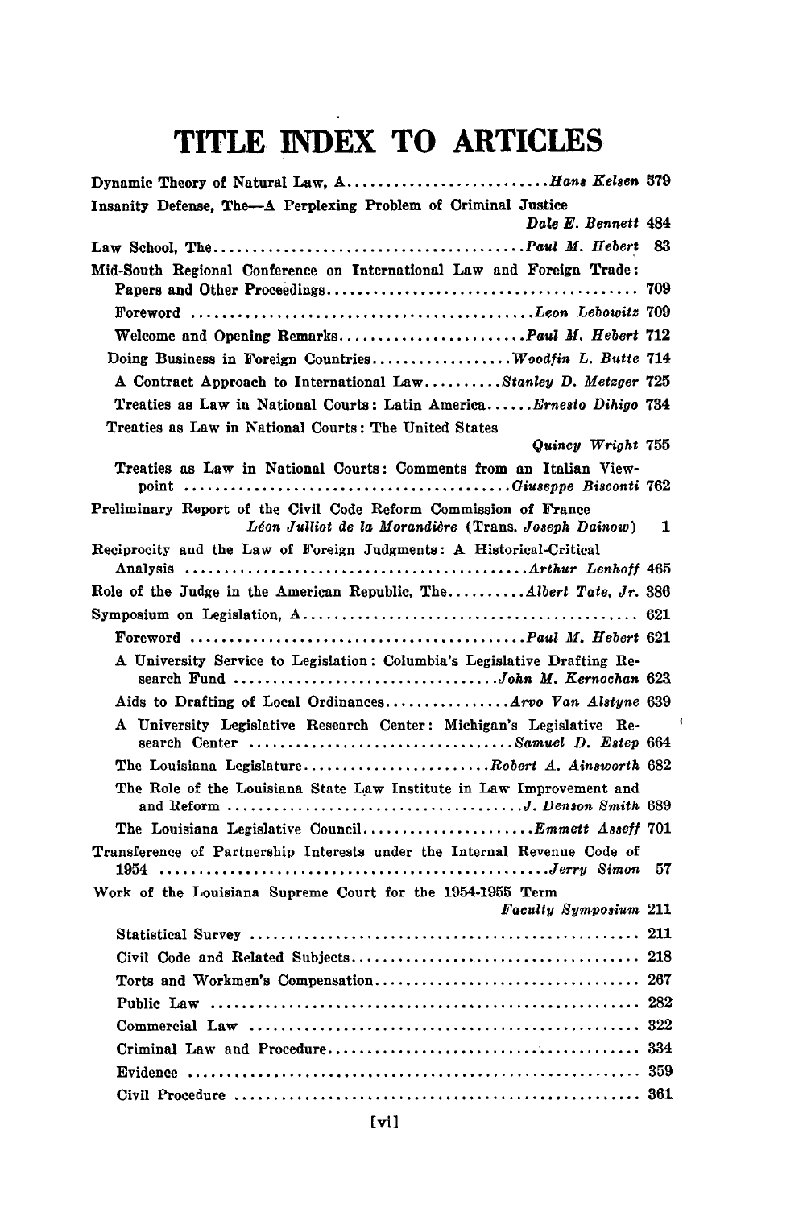# TITLE INDEX TO ARTICLES

Dynamic Theory of Natural Law, A .......................... *Hans Kelsen* 579

Insanity Defense, The—A Perplexing Problem of Criminal Justice *Dale E. Bennett* 484

Law School, The .......................... *Paul M. Hebert* 83

Mid-South Regional Conference on International Law and Foreign Trade: Papers and Other Proceedings .......................... 709

- Foreword .......................... *Leon Lebowitz* 709
- Welcome and Opening Remarks .......................... *Paul M. Hebert* 712
- Doing Business in Foreign Countries .......................... *Woodfin L. Butte* 714
- A Contract Approach to International Law .......................... *Stanley D. Metzger* 725
- Treaties as Law in National Courts: Latin America ...... *Ernesto Dihigo* 734
- Treaties as Law in National Courts: The United States *Quincy Wright* 755
- Treaties as Law in National Courts: Comments from an Italian Viewpoint .......................... *Giuseppe Bisconti* 762

Preliminary Report of the Civil Code Reform Commission of France *Léon Julliot de la Morandière* (Trans. *Joseph Dainow*) 1

Reciprocity and the Law of Foreign Judgments: A Historical-Critical Analysis .......................... *Arthur Lenhoff* 465

Role of the Judge in the American Republic, The .......... *Albert Tate, Jr.* 386

Symposium on Legislation, A .......................... 621

- Foreword .......................... *Paul M. Hebert* 621
- A University Service to Legislation: Columbia's Legislative Drafting Research Fund .......................... *John M. Kernochan* 623
- Aids to Drafting of Local Ordinances .......................... *Arvo Van Alstyne* 639
- A University Legislative Research Center: Michigan's Legislative Research Center .......................... *Samuel D. Estep* 664
- The Louisiana Legislature .......................... *Robert A. Ainsworth* 682
- The Role of the Louisiana State Law Institute in Law Improvement and and Reform .......................... *J. Denson Smith* 689
- The Louisiana Legislative Council .......................... *Emmett Asseff* 701

Transference of Partnership Interests under the Internal Revenue Code of 1954 .......................... *Jerry Simon* 57

Work of the Louisiana Supreme Court for the 1954-1955 Term *Faculty Symposium* 211

- Statistical Survey .......................... 211
- Civil Code and Related Subjects .......................... 218
- Torts and Workmen's Compensation .......................... 267
- Public Law .......................... 282
- Commercial Law .......................... 322
- Criminal Law and Procedure .......................... 334
- Evidence .......................... 359
- Civil Procedure .......................... 361